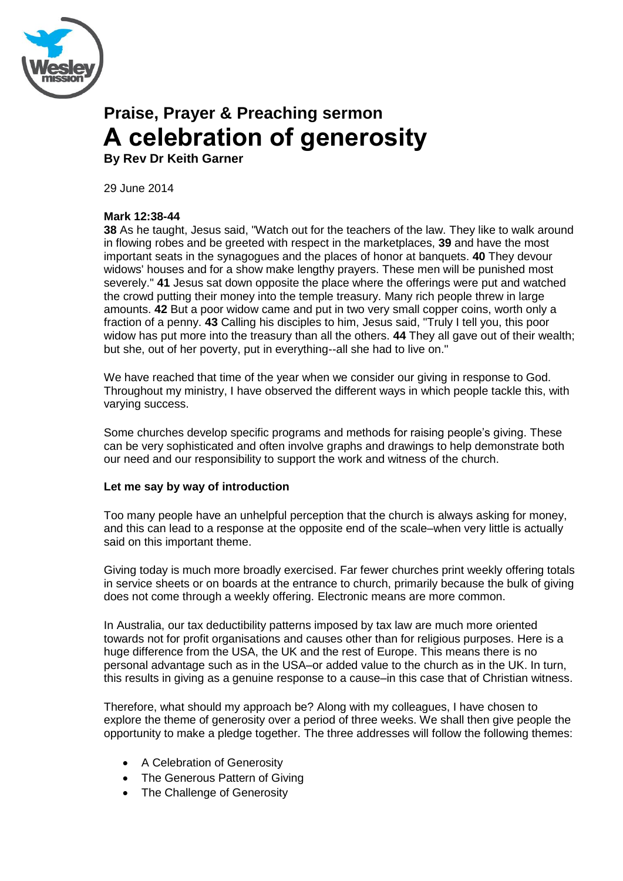# Praise, Prayer & Preaching sermon

# A celebration of generosity

**By Rev Dr Keith Garner**

29 June 2014

**Mark 12:38-44**

**38** As he taught, Jesus said, "Watch out for the teachers of the law. They like to walk around in flowing robes and be greeted with respect in the marketplaces, **39** and have the most important seats in the synagogues and the places of honor at banquets. **40** They devour widows' houses and for a show make lengthy prayers. These men will be punished most severely." **41** Jesus sat down opposite the place where the offerings were put and watched the crowd putting their money into the temple treasury. Many rich people threw in large amounts. **42** But a poor widow came and put in two very small copper coins, worth only a fraction of a penny. **43** Calling his disciples to him, Jesus said, "Truly I tell you, this poor widow has put more into the treasury than all the others. **44** They all gave out of their wealth; but she, out of her poverty, put in everything--all she had to live on."

We have reached that time of the year when we consider our giving in response to God. Throughout my ministry, I have observed the different ways in which people tackle this, with varying success.

Some churches develop specific programs and methods for raising people's giving. These can be very sophisticated and often involve graphs and drawings to help demonstrate both our need and our responsibility to support the work and witness of the church.

**Let me say by way of introduction**

Too many people have an unhelpful perception that the church is always asking for money, and this can lead to a response at the opposite end of the scale–when very little is actually said on this important theme.

Giving today is much more broadly exercised. Far fewer churches print weekly offering totals in service sheets or on boards at the entrance to church, primarily because the bulk of giving does not come through a weekly offering. Electronic means are more common.

In Australia, our tax deductibility patterns imposed by tax law are much more oriented towards not for profit organisations and causes other than for religious purposes. Here is a huge difference from the USA, the UK and the rest of Europe. This means there is no personal advantage such as in the USA–or added value to the church as in the UK. In turn, this results in giving as a genuine response to a cause–in this case that of Christian witness.

Therefore, what should my approach be? Along with my colleagues, I have chosen to explore the theme of generosity over a period of three weeks. We shall then give people the opportunity to make a pledge together. The three addresses will follow the following themes:

- A Celebration of Generosity
- The Generous Pattern of Giving
- The Challenge of Generosity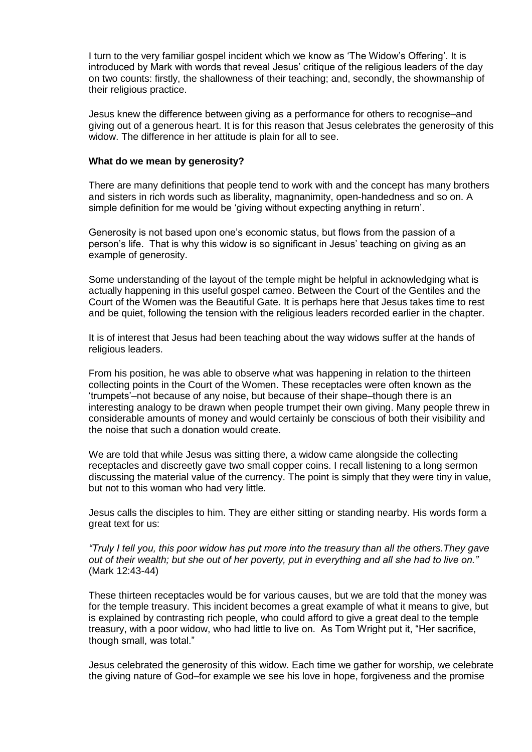I turn to the very familiar gospel incident which we know as 'The Widow's Offering'. It is introduced by Mark with words that reveal Jesus' critique of the religious leaders of the day on two counts: firstly, the shallowness of their teaching; and, secondly, the showmanship of their religious practice.

Jesus knew the difference between giving as a performance for others to recognise–and giving out of a generous heart. It is for this reason that Jesus celebrates the generosity of this widow. The difference in her attitude is plain for all to see.

**What do we mean by generosity?**

There are many definitions that people tend to work with and the concept has many brothers and sisters in rich words such as liberality, magnanimity, open-handedness and so on. A simple definition for me would be 'giving without expecting anything in return'.

Generosity is not based upon one's economic status, but flows from the passion of a person's life. That is why this widow is so significant in Jesus' teaching on giving as an example of generosity.

Some understanding of the layout of the temple might be helpful in acknowledging what is actually happening in this useful gospel cameo. Between the Court of the Gentiles and the Court of the Women was the Beautiful Gate. It is perhaps here that Jesus takes time to rest and be quiet, following the tension with the religious leaders recorded earlier in the chapter.

It is of interest that Jesus had been teaching about the way widows suffer at the hands of religious leaders.

From his position, he was able to observe what was happening in relation to the thirteen collecting points in the Court of the Women. These receptacles were often known as the 'trumpets'–not because of any noise, but because of their shape–though there is an interesting analogy to be drawn when people trumpet their own giving. Many people threw in considerable amounts of money and would certainly be conscious of both their visibility and the noise that such a donation would create.

We are told that while Jesus was sitting there, a widow came alongside the collecting receptacles and discreetly gave two small copper coins. I recall listening to a long sermon discussing the material value of the currency. The point is simply that they were tiny in value, but not to this woman who had very little.

Jesus calls the disciples to him. They are either sitting or standing nearby. His words form a great text for us:

*"Truly I tell you, this poor widow has put more into the treasury than all the others.They gave out of their wealth; but she out of her poverty, put in everything and all she had to live on."* (Mark 12:43-44)

These thirteen receptacles would be for various causes, but we are told that the money was for the temple treasury. This incident becomes a great example of what it means to give, but is explained by contrasting rich people, who could afford to give a great deal to the temple treasury, with a poor widow, who had little to live on. As Tom Wright put it, "Her sacrifice, though small, was total."

Jesus celebrated the generosity of this widow. Each time we gather for worship, we celebrate the giving nature of God–for example we see his love in hope, forgiveness and the promise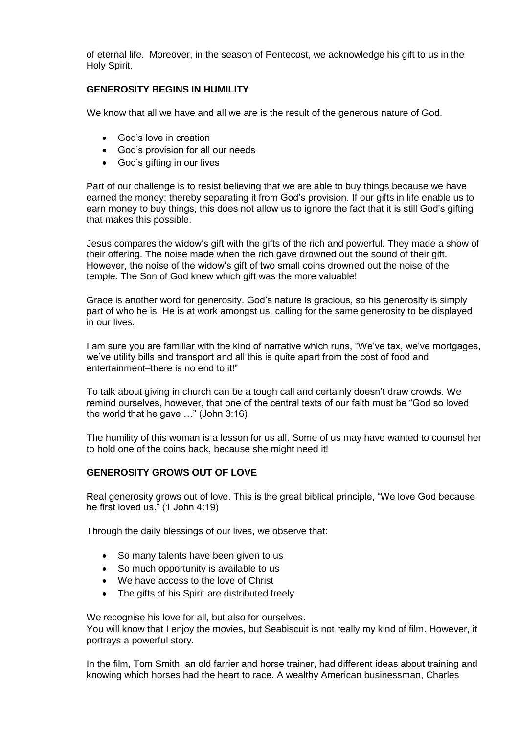of eternal life. Moreover, in the season of Pentecost, we acknowledge his gift to us in the Holy Spirit.

### GENEROSITY BEGINS IN HUMILITY

We know that all we have and all we are is the result of the generous nature of God.

- God's love in creation
- God's provision for all our needs
- God's gifting in our lives

Part of our challenge is to resist believing that we are able to buy things because we have earned the money; thereby separating it from God's provision. If our gifts in life enable us to earn money to buy things, this does not allow us to ignore the fact that it is still God's gifting that makes this possible.

Jesus compares the widow's gift with the gifts of the rich and powerful. They made a show of their offering. The noise made when the rich gave drowned out the sound of their gift. However, the noise of the widow's gift of two small coins drowned out the noise of the temple. The Son of God knew which gift was the more valuable!

Grace is another word for generosity. God's nature is gracious, so his generosity is simply part of who he is. He is at work amongst us, calling for the same generosity to be displayed in our lives.

I am sure you are familiar with the kind of narrative which runs, "We've tax, we've mortgages, we've utility bills and transport and all this is quite apart from the cost of food and entertainment–there is no end to it!"

To talk about giving in church can be a tough call and certainly doesn't draw crowds. We remind ourselves, however, that one of the central texts of our faith must be "God so loved the world that he gave …" (John 3:16)

The humility of this woman is a lesson for us all. Some of us may have wanted to counsel her to hold one of the coins back, because she might need it!

### GENEROSITY GROWS OUT OF LOVE

Real generosity grows out of love. This is the great biblical principle, "We love God because he first loved us." (1 John 4:19)

Through the daily blessings of our lives, we observe that:

- So many talents have been given to us
- So much opportunity is available to us
- We have access to the love of Christ
- The gifts of his Spirit are distributed freely

We recognise his love for all, but also for ourselves.
You will know that I enjoy the movies, but Seabiscuit is not really my kind of film. However, it portrays a powerful story.

In the film, Tom Smith, an old farrier and horse trainer, had different ideas about training and knowing which horses had the heart to race. A wealthy American businessman, Charles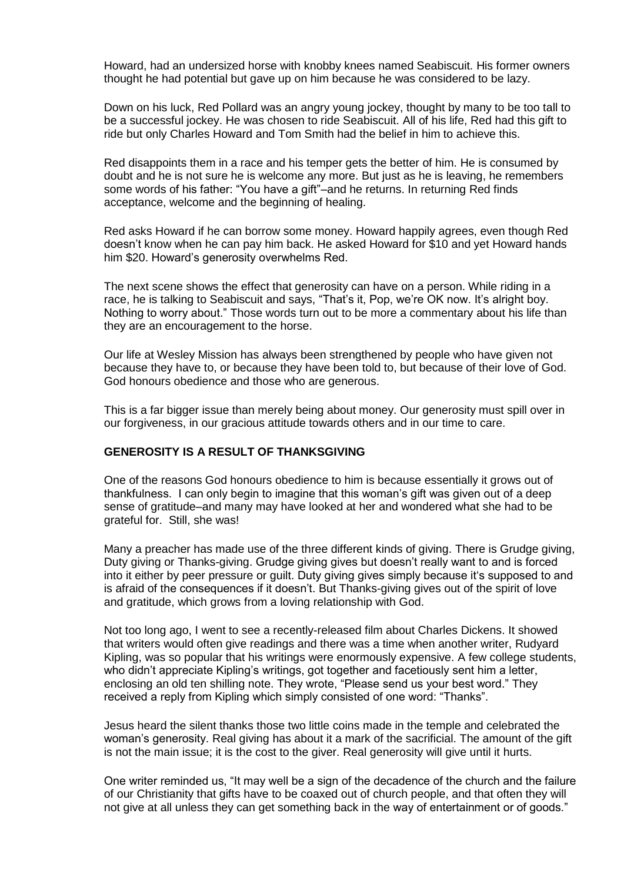Howard, had an undersized horse with knobby knees named Seabiscuit. His former owners thought he had potential but gave up on him because he was considered to be lazy.

Down on his luck, Red Pollard was an angry young jockey, thought by many to be too tall to be a successful jockey. He was chosen to ride Seabiscuit. All of his life, Red had this gift to ride but only Charles Howard and Tom Smith had the belief in him to achieve this.

Red disappoints them in a race and his temper gets the better of him. He is consumed by doubt and he is not sure he is welcome any more. But just as he is leaving, he remembers some words of his father: "You have a gift"–and he returns. In returning Red finds acceptance, welcome and the beginning of healing.

Red asks Howard if he can borrow some money. Howard happily agrees, even though Red doesn't know when he can pay him back. He asked Howard for $10 and yet Howard hands him $20. Howard's generosity overwhelms Red.

The next scene shows the effect that generosity can have on a person. While riding in a race, he is talking to Seabiscuit and says, "That's it, Pop, we're OK now. It's alright boy. Nothing to worry about." Those words turn out to be more a commentary about his life than they are an encouragement to the horse.

Our life at Wesley Mission has always been strengthened by people who have given not because they have to, or because they have been told to, but because of their love of God. God honours obedience and those who are generous.

This is a far bigger issue than merely being about money. Our generosity must spill over in our forgiveness, in our gracious attitude towards others and in our time to care.

**GENEROSITY IS A RESULT OF THANKSGIVING**

One of the reasons God honours obedience to him is because essentially it grows out of thankfulness. I can only begin to imagine that this woman's gift was given out of a deep sense of gratitude–and many may have looked at her and wondered what she had to be grateful for. Still, she was!

Many a preacher has made use of the three different kinds of giving. There is Grudge giving, Duty giving or Thanks-giving. Grudge giving gives but doesn't really want to and is forced into it either by peer pressure or guilt. Duty giving gives simply because it's supposed to and is afraid of the consequences if it doesn't. But Thanks-giving gives out of the spirit of love and gratitude, which grows from a loving relationship with God.

Not too long ago, I went to see a recently-released film about Charles Dickens. It showed that writers would often give readings and there was a time when another writer, Rudyard Kipling, was so popular that his writings were enormously expensive. A few college students, who didn't appreciate Kipling's writings, got together and facetiously sent him a letter, enclosing an old ten shilling note. They wrote, "Please send us your best word." They received a reply from Kipling which simply consisted of one word: "Thanks".

Jesus heard the silent thanks those two little coins made in the temple and celebrated the woman's generosity. Real giving has about it a mark of the sacrificial. The amount of the gift is not the main issue; it is the cost to the giver. Real generosity will give until it hurts.

One writer reminded us, "It may well be a sign of the decadence of the church and the failure of our Christianity that gifts have to be coaxed out of church people, and that often they will not give at all unless they can get something back in the way of entertainment or of goods."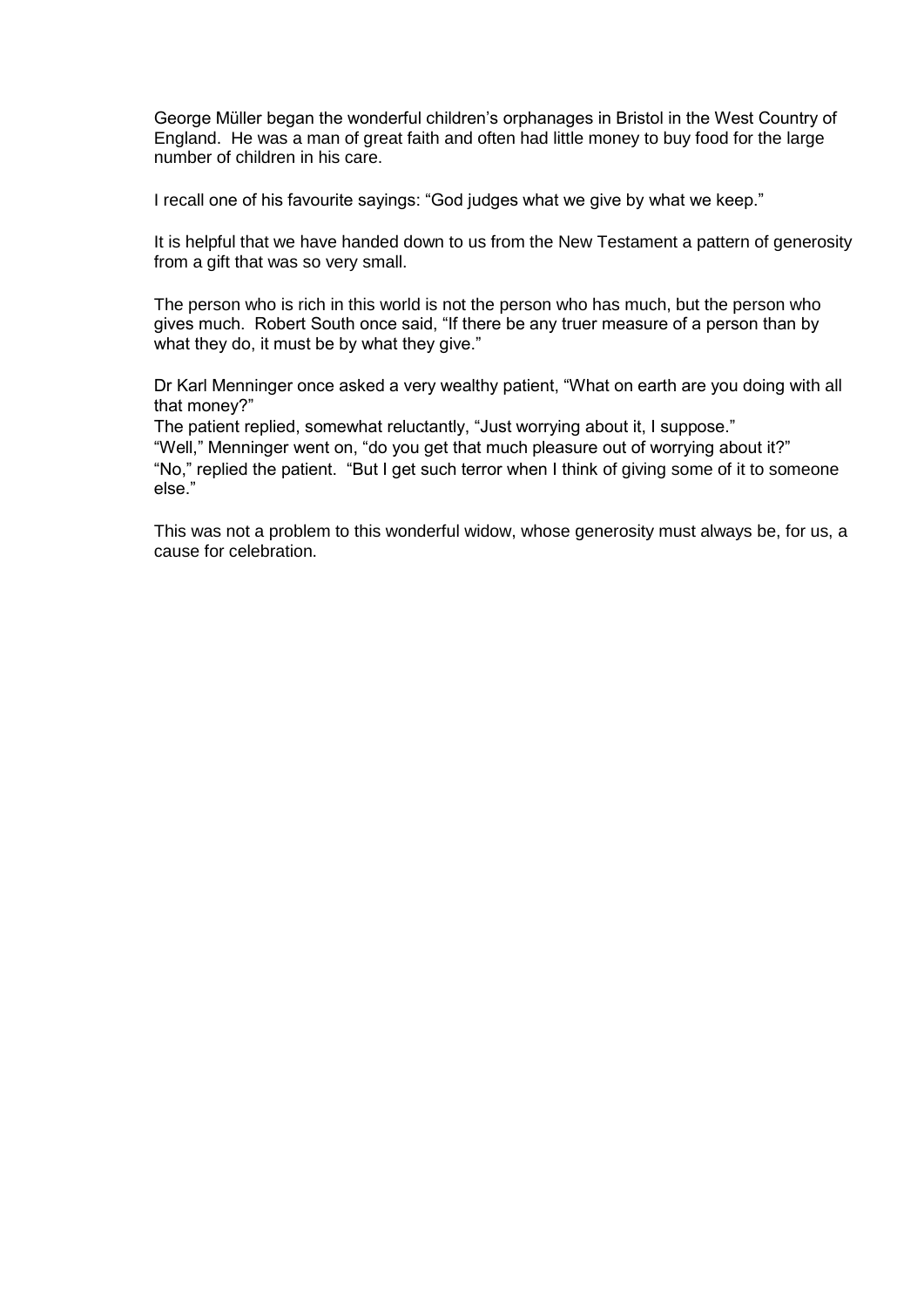George Müller began the wonderful children's orphanages in Bristol in the West Country of England. He was a man of great faith and often had little money to buy food for the large number of children in his care.

I recall one of his favourite sayings: "God judges what we give by what we keep."

It is helpful that we have handed down to us from the New Testament a pattern of generosity from a gift that was so very small.

The person who is rich in this world is not the person who has much, but the person who gives much. Robert South once said, "If there be any truer measure of a person than by what they do, it must be by what they give."

Dr Karl Menninger once asked a very wealthy patient, "What on earth are you doing with all that money?"
The patient replied, somewhat reluctantly, "Just worrying about it, I suppose."
"Well," Menninger went on, "do you get that much pleasure out of worrying about it?"
"No," replied the patient. "But I get such terror when I think of giving some of it to someone else."

This was not a problem to this wonderful widow, whose generosity must always be, for us, a cause for celebration.